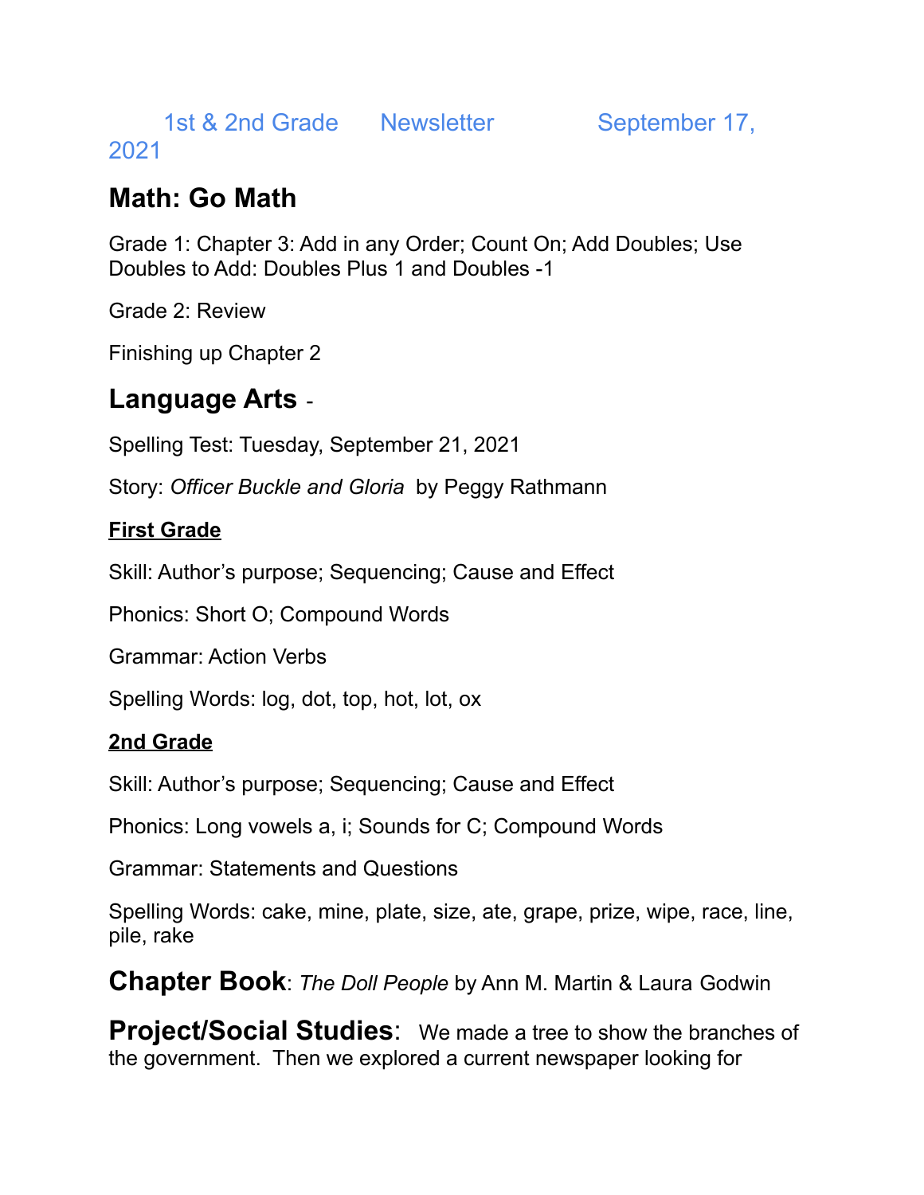1st & 2nd Grade Newsletter September 17, 2021

## Math: Go Math

Grade 1: Chapter 3: Add in any Order; Count On; Add Doubles; Use Doubles to Add: Doubles Plus 1 and Doubles -1

Grade 2: Review

Finishing up Chapter 2

## Language Arts -

Spelling Test: Tuesday, September 21, 2021

Story: *Officer Buckle and Gloria* by Peggy Rathmann

### First Grade

Skill: Author's purpose; Sequencing; Cause and Effect

Phonics: Short O; Compound Words

Grammar: Action Verbs

Spelling Words: log, dot, top, hot, lot, ox

### 2nd Grade

Skill: Author's purpose; Sequencing; Cause and Effect

Phonics: Long vowels a, i; Sounds for C; Compound Words

Grammar: Statements and Questions

Spelling Words: cake, mine, plate, size, ate, grape, prize, wipe, race, line, pile, rake

**Chapter Book**: *The Doll People* by Ann M. Martin & Laura Godwin

**Project/Social Studies**: We made a tree to show the branches of the government. Then we explored a current newspaper looking for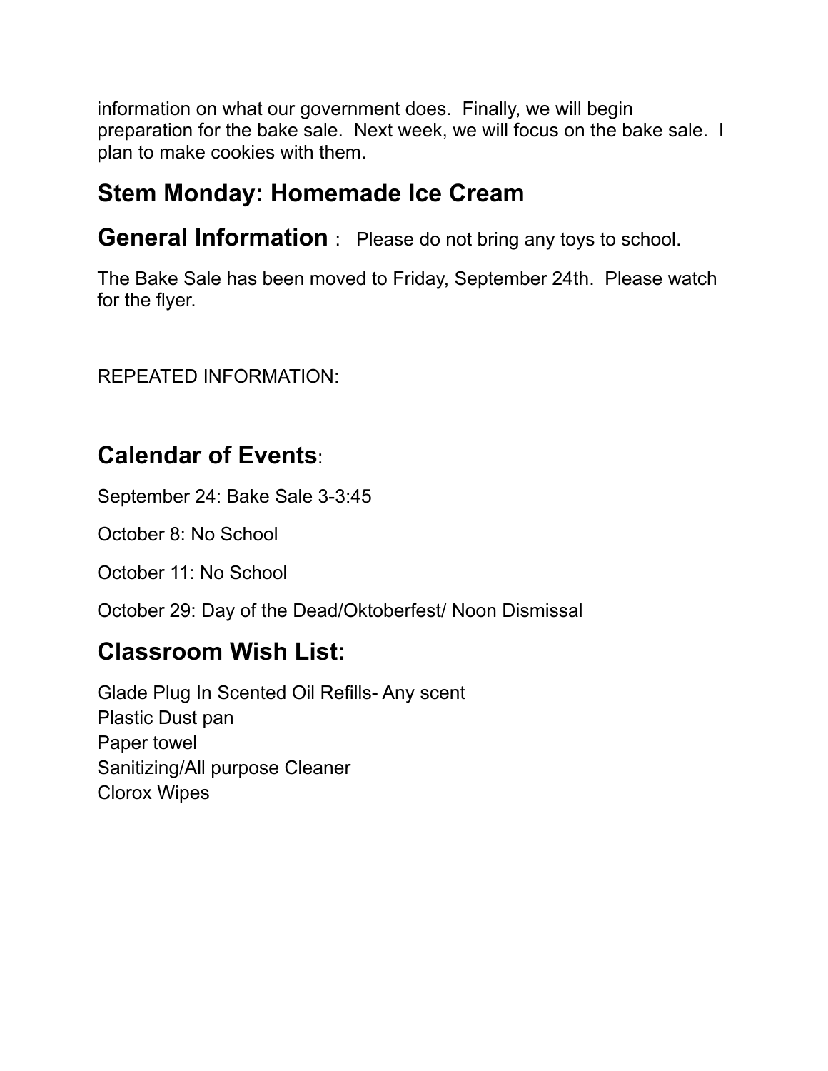information on what our government does. Finally, we will begin preparation for the bake sale. Next week, we will focus on the bake sale. I plan to make cookies with them.

## Stem Monday: Homemade Ice Cream

**General Information** : Please do not bring any toys to school.

The Bake Sale has been moved to Friday, September 24th. Please watch for the flyer.

REPEATED INFORMATION:

## Calendar of Events:

September 24: Bake Sale 3-3:45

October 8: No School

October 11: No School

October 29: Day of the Dead/Oktoberfest/ Noon Dismissal

## Classroom Wish List:

Glade Plug In Scented Oil Refills- Any scent  
Plastic Dust pan  
Paper towel  
Sanitizing/All purpose Cleaner  
Clorox Wipes